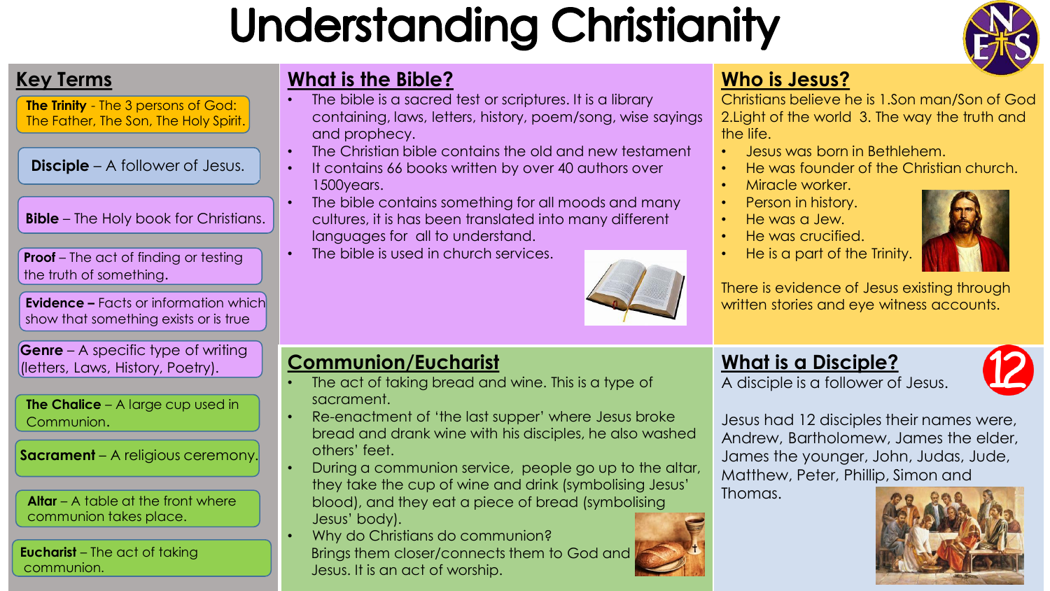# Understanding Christianity

## Key Terms

**The Trinity** - The 3 persons of God: The Father, The Son, The Holy Spirit.

**Disciple** – A follower of Jesus.

**Bible** – The Holy book for Christians.

**Proof** – The act of finding or testing the truth of something.

**Evidence –** Facts or information which show that something exists or is true

**Genre** – A specific type of writing (letters, Laws, History, Poetry).

**The Chalice** – A large cup used in Communion.

**Sacrament** – A religious ceremony.

**Altar** – A table at the front where communion takes place.

**Eucharist** – The act of taking communion.

## What is the Bible?

- The bible is a sacred test or scriptures. It is a library containing, laws, letters, history, poem/song, wise sayings and prophecy.
- The Christian bible contains the old and new testament
- It contains 66 books written by over 40 authors over 1500years.
- The bible contains something for all moods and many cultures, it is has been translated into many different languages for all to understand.
- The bible is used in church services.

## Who is Jesus?

Christians believe he is 1.Son man/Son of God 2.Light of the world 3. The way the truth and the life.

- Jesus was born in Bethlehem.
- He was founder of the Christian church.
- Miracle worker.
- Person in history.
- He was a Jew.
- He was crucified.
- He is a part of the Trinity.

There is evidence of Jesus existing through written stories and eye witness accounts.

## Communion/Eucharist

- The act of taking bread and wine. This is a type of sacrament.
- Re-enactment of 'the last supper' where Jesus broke bread and drank wine with his disciples, he also washed others' feet.
- During a communion service, people go up to the altar, they take the cup of wine and drink (symbolising Jesus' blood), and they eat a piece of bread (symbolising Jesus' body).
- Why do Christians do communion?
  Brings them closer/connects them to God and Jesus. It is an act of worship.

## What is a Disciple?

12

A disciple is a follower of Jesus.

Jesus had 12 disciples their names were, Andrew, Bartholomew, James the elder, James the younger, John, Judas, Jude, Matthew, Peter, Phillip, Simon and Thomas.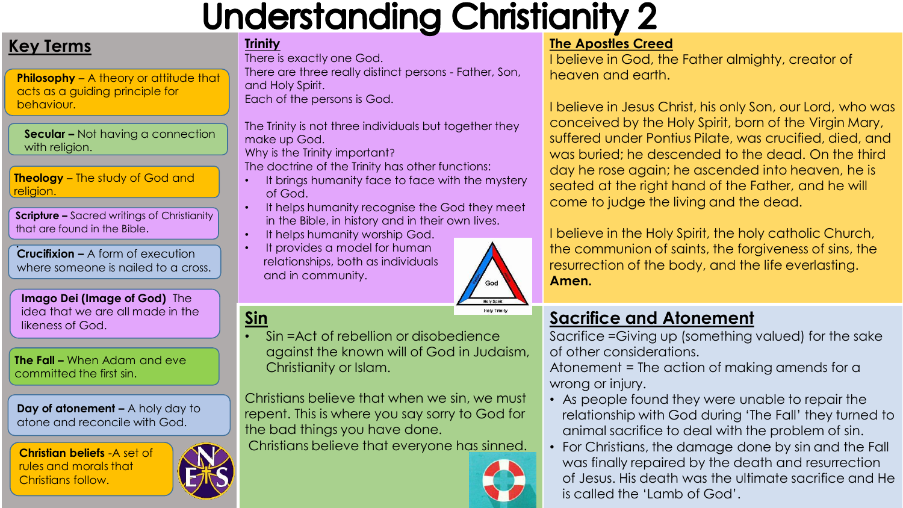# Understanding Christianity 2

## Key Terms

**Philosophy** – A theory or attitude that acts as a guiding principle for behaviour.

**Secular –** Not having a connection with religion.

**Theology** – The study of God and religion.

**Scripture –** Sacred writings of Christianity that are found in the Bible.

**Crucifixion –** A form of execution where someone is nailed to a cross.

**Imago Dei (Image of God)** The idea that we are all made in the likeness of God.

**The Fall –** When Adam and eve committed the first sin.

**Day of atonement –** A holy day to atone and reconcile with God.

**Christian beliefs** -A set of rules and morals that Christians follow.

## Trinity

There is exactly one God.
There are three really distinct persons - Father, Son, and Holy Spirit.
Each of the persons is God.

The Trinity is not three individuals but together they make up God.
Why is the Trinity important?
The doctrine of the Trinity has other functions:

- It brings humanity face to face with the mystery of God.
- It helps humanity recognise the God they meet in the Bible, in history and in their own lives.
- It helps humanity worship God.
- It provides a model for human relationships, both as individuals and in community.

Father
Son
God
Holy Spirit
Holy Trinity

## The Apostles Creed

I believe in God, the Father almighty, creator of heaven and earth.

I believe in Jesus Christ, his only Son, our Lord, who was conceived by the Holy Spirit, born of the Virgin Mary, suffered under Pontius Pilate, was crucified, died, and was buried; he descended to the dead. On the third day he rose again; he ascended into heaven, he is seated at the right hand of the Father, and he will come to judge the living and the dead.

I believe in the Holy Spirit, the holy catholic Church, the communion of saints, the forgiveness of sins, the resurrection of the body, and the life everlasting. **Amen.**

## Sin

- Sin =Act of rebellion or disobedience against the known will of God in Judaism, Christianity or Islam.

Christians believe that when we sin, we must repent. This is where you say sorry to God for the bad things you have done.
Christians believe that everyone has sinned.

## Sacrifice and Atonement

Sacrifice =Giving up (something valued) for the sake of other considerations.
Atonement = The action of making amends for a wrong or injury.

- As people found they were unable to repair the relationship with God during 'The Fall' they turned to animal sacrifice to deal with the problem of sin.
- For Christians, the damage done by sin and the Fall was finally repaired by the death and resurrection of Jesus. His death was the ultimate sacrifice and He is called the 'Lamb of God'.